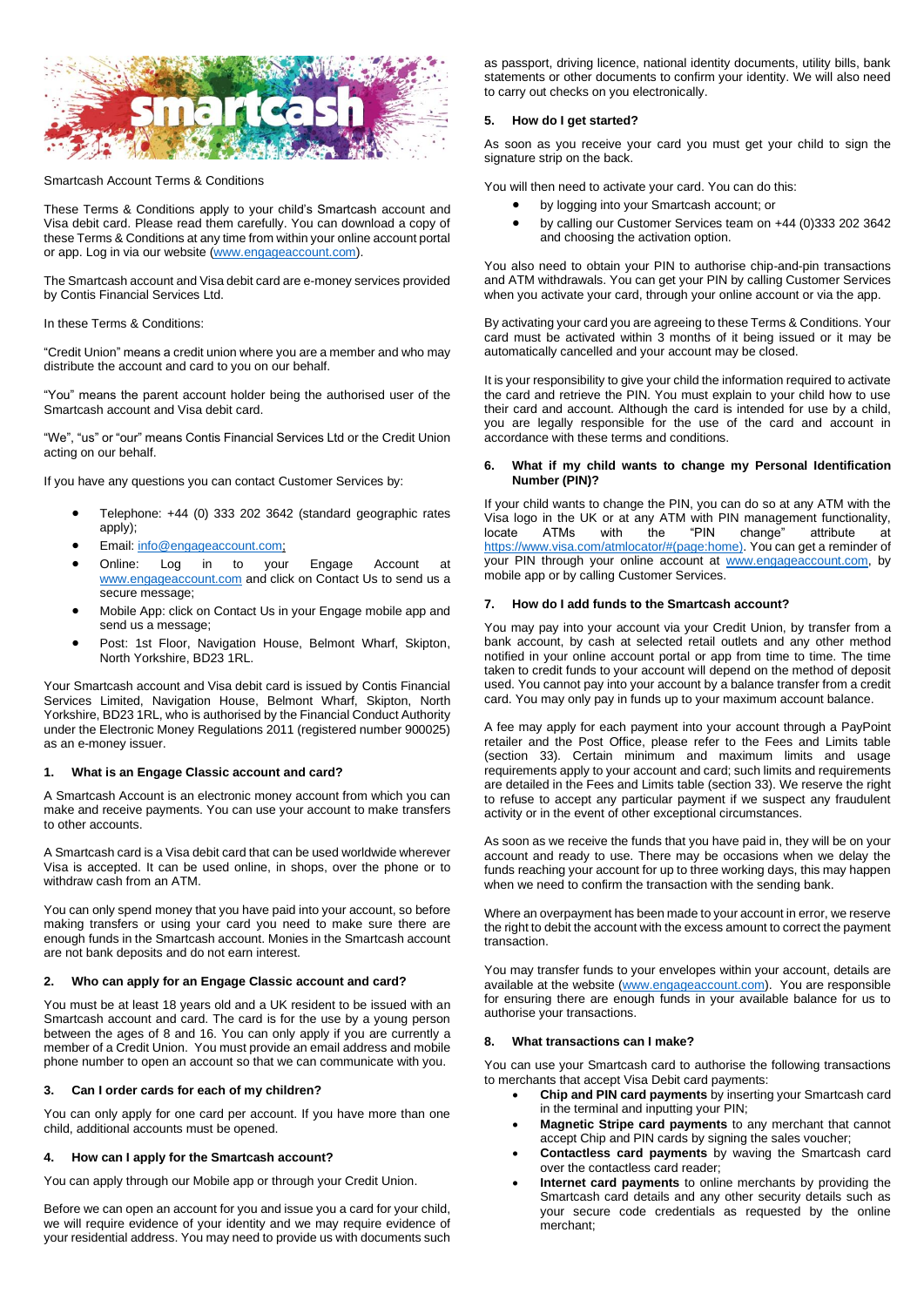Smartcash Account Terms & Conditions

These Terms & Conditions apply to your child's Smartcash account and Visa debit card. Please read them carefully. You can download a copy of these Terms & Conditions at any time from within your online account portal or app. Log in via our website (www.engageaccount.com).

The Smartcash account and Visa debit card are e-money services provided by Contis Financial Services Ltd.

In these Terms & Conditions:

"Credit Union" means a credit union where you are a member and who may distribute the account and card to you on our behalf.

"You" means the parent account holder being the authorised user of the Smartcash account and Visa debit card.

"We", "us" or "our" means Contis Financial Services Ltd or the Credit Union acting on our behalf.

If you have any questions you can contact Customer Services by:

- Telephone: +44 (0) 333 202 3642 (standard geographic rates apply);
- Email: info@engageaccount.com;
- Online: Log in to your Engage Account at www.engageaccount.com and click on Contact Us to send us a secure message;
- Mobile App: click on Contact Us in your Engage mobile app and send us a message;
- Post: 1st Floor, Navigation House, Belmont Wharf, Skipton, North Yorkshire, BD23 1RL.

Your Smartcash account and Visa debit card is issued by Contis Financial Services Limited, Navigation House, Belmont Wharf, Skipton, North Yorkshire, BD23 1RL, who is authorised by the Financial Conduct Authority under the Electronic Money Regulations 2011 (registered number 900025) as an e-money issuer.

## 1. What is an Engage Classic account and card?

A Smartcash Account is an electronic money account from which you can make and receive payments. You can use your account to make transfers to other accounts.

A Smartcash card is a Visa debit card that can be used worldwide wherever Visa is accepted. It can be used online, in shops, over the phone or to withdraw cash from an ATM.

You can only spend money that you have paid into your account, so before making transfers or using your card you need to make sure there are enough funds in the Smartcash account. Monies in the Smartcash account are not bank deposits and do not earn interest.

## 2. Who can apply for an Engage Classic account and card?

You must be at least 18 years old and a UK resident to be issued with an Smartcash account and card. The card is for the use by a young person between the ages of 8 and 16. You can only apply if you are currently a member of a Credit Union. You must provide an email address and mobile phone number to open an account so that we can communicate with you.

## 3. Can I order cards for each of my children?

You can only apply for one card per account. If you have more than one child, additional accounts must be opened.

## 4. How can I apply for the Smartcash account?

You can apply through our Mobile app or through your Credit Union.

Before we can open an account for you and issue you a card for your child, we will require evidence of your identity and we may require evidence of your residential address. You may need to provide us with documents such as passport, driving licence, national identity documents, utility bills, bank statements or other documents to confirm your identity. We will also need to carry out checks on you electronically.

## 5. How do I get started?

As soon as you receive your card you must get your child to sign the signature strip on the back.

You will then need to activate your card. You can do this:

- by logging into your Smartcash account; or
- by calling our Customer Services team on +44 (0)333 202 3642 and choosing the activation option.

You also need to obtain your PIN to authorise chip-and-pin transactions and ATM withdrawals. You can get your PIN by calling Customer Services when you activate your card, through your online account or via the app.

By activating your card you are agreeing to these Terms & Conditions. Your card must be activated within 3 months of it being issued or it may be automatically cancelled and your account may be closed.

It is your responsibility to give your child the information required to activate the card and retrieve the PIN. You must explain to your child how to use their card and account. Although the card is intended for use by a child, you are legally responsible for the use of the card and account in accordance with these terms and conditions.

## 6. What if my child wants to change my Personal Identification Number (PIN)?

If your child wants to change the PIN, you can do so at any ATM with the Visa logo in the UK or at any ATM with PIN management functionality, locate ATMs with the "PIN change" attribute at https://www.visa.com/atmlocator/#(page:home). You can get a reminder of your PIN through your online account at www.engageaccount.com, by mobile app or by calling Customer Services.

## 7. How do I add funds to the Smartcash account?

You may pay into your account via your Credit Union, by transfer from a bank account, by cash at selected retail outlets and any other method notified in your online account portal or app from time to time. The time taken to credit funds to your account will depend on the method of deposit used. You cannot pay into your account by a balance transfer from a credit card. You may only pay in funds up to your maximum account balance.

A fee may apply for each payment into your account through a PayPoint retailer and the Post Office, please refer to the Fees and Limits table (section 33). Certain minimum and maximum limits and usage requirements apply to your account and card; such limits and requirements are detailed in the Fees and Limits table (section 33). We reserve the right to refuse to accept any particular payment if we suspect any fraudulent activity or in the event of other exceptional circumstances.

As soon as we receive the funds that you have paid in, they will be on your account and ready to use. There may be occasions when we delay the funds reaching your account for up to three working days, this may happen when we need to confirm the transaction with the sending bank.

Where an overpayment has been made to your account in error, we reserve the right to debit the account with the excess amount to correct the payment transaction.

You may transfer funds to your envelopes within your account, details are available at the website (www.engageaccount.com). You are responsible for ensuring there are enough funds in your available balance for us to authorise your transactions.

## 8. What transactions can I make?

You can use your Smartcash card to authorise the following transactions to merchants that accept Visa Debit card payments:

- **Chip and PIN card payments** by inserting your Smartcash card in the terminal and inputting your PIN;
- **Magnetic Stripe card payments** to any merchant that cannot accept Chip and PIN cards by signing the sales voucher;
- **Contactless card payments** by waving the Smartcash card over the contactless card reader;
- **Internet card payments** to online merchants by providing the Smartcash card details and any other security details such as your secure code credentials as requested by the online merchant;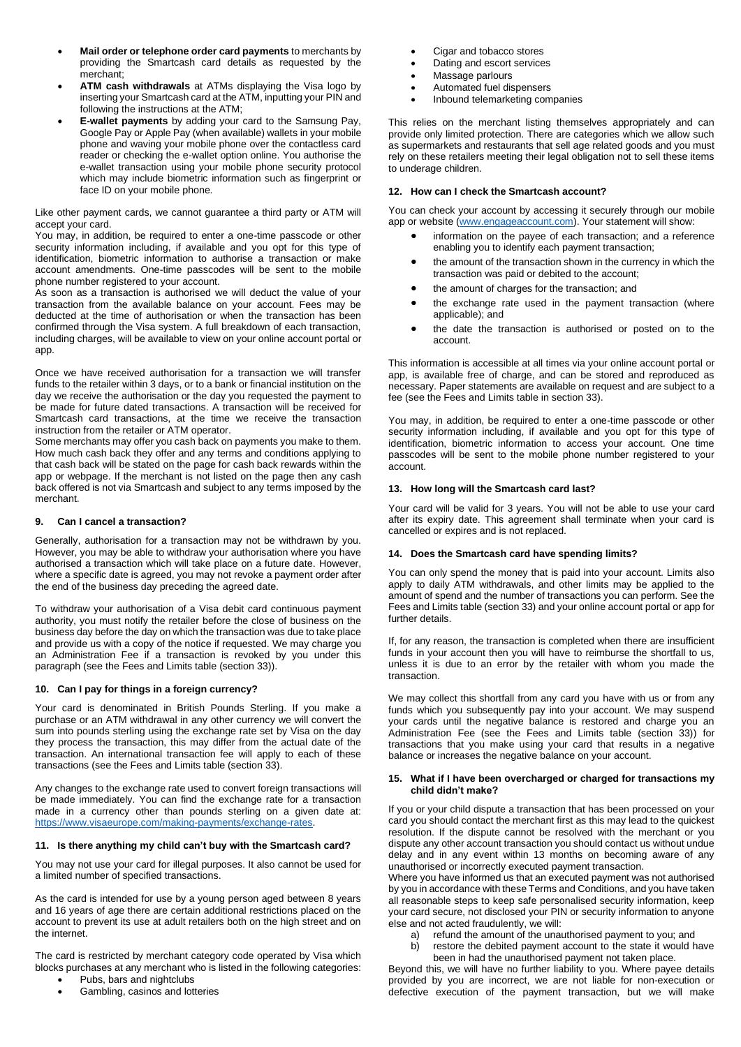- **Mail order or telephone order card payments** to merchants by providing the Smartcash card details as requested by the merchant;
- **ATM cash withdrawals** at ATMs displaying the Visa logo by inserting your Smartcash card at the ATM, inputting your PIN and following the instructions at the ATM;
- **E-wallet payments** by adding your card to the Samsung Pay, Google Pay or Apple Pay (when available) wallets in your mobile phone and waving your mobile phone over the contactless card reader or checking the e-wallet option online. You authorise the e-wallet transaction using your mobile phone security protocol which may include biometric information such as fingerprint or face ID on your mobile phone.

Like other payment cards, we cannot guarantee a third party or ATM will accept your card.

You may, in addition, be required to enter a one-time passcode or other security information including, if available and you opt for this type of identification, biometric information to authorise a transaction or make account amendments. One-time passcodes will be sent to the mobile phone number registered to your account.

As soon as a transaction is authorised we will deduct the value of your transaction from the available balance on your account. Fees may be deducted at the time of authorisation or when the transaction has been confirmed through the Visa system. A full breakdown of each transaction, including charges, will be available to view on your online account portal or app.

Once we have received authorisation for a transaction we will transfer funds to the retailer within 3 days, or to a bank or financial institution on the day we receive the authorisation or the day you requested the payment to be made for future dated transactions. A transaction will be received for Smartcash card transactions, at the time we receive the transaction instruction from the retailer or ATM operator.

Some merchants may offer you cash back on payments you make to them. How much cash back they offer and any terms and conditions applying to that cash back will be stated on the page for cash back rewards within the app or webpage. If the merchant is not listed on the page then any cash back offered is not via Smartcash and subject to any terms imposed by the merchant.

### 9. Can I cancel a transaction?

Generally, authorisation for a transaction may not be withdrawn by you. However, you may be able to withdraw your authorisation where you have authorised a transaction which will take place on a future date. However, where a specific date is agreed, you may not revoke a payment order after the end of the business day preceding the agreed date.

To withdraw your authorisation of a Visa debit card continuous payment authority, you must notify the retailer before the close of business on the business day before the day on which the transaction was due to take place and provide us with a copy of the notice if requested. We may charge you an Administration Fee if a transaction is revoked by you under this paragraph (see the Fees and Limits table (section 33)).

### 10. Can I pay for things in a foreign currency?

Your card is denominated in British Pounds Sterling. If you make a purchase or an ATM withdrawal in any other currency we will convert the sum into pounds sterling using the exchange rate set by Visa on the day they process the transaction, this may differ from the actual date of the transaction. An international transaction fee will apply to each of these transactions (see the Fees and Limits table (section 33).

Any changes to the exchange rate used to convert foreign transactions will be made immediately. You can find the exchange rate for a transaction made in a currency other than pounds sterling on a given date at: https://www.visaeurope.com/making-payments/exchange-rates.

### 11. Is there anything my child can't buy with the Smartcash card?

You may not use your card for illegal purposes. It also cannot be used for a limited number of specified transactions.

As the card is intended for use by a young person aged between 8 years and 16 years of age there are certain additional restrictions placed on the account to prevent its use at adult retailers both on the high street and on the internet.

The card is restricted by merchant category code operated by Visa which blocks purchases at any merchant who is listed in the following categories:

- Pubs, bars and nightclubs
- Gambling, casinos and lotteries
- Cigar and tobacco stores
- Dating and escort services
- Massage parlours
- Automated fuel dispensers
- Inbound telemarketing companies

This relies on the merchant listing themselves appropriately and can provide only limited protection. There are categories which we allow such as supermarkets and restaurants that sell age related goods and you must rely on these retailers meeting their legal obligation not to sell these items to underage children.

### 12. How can I check the Smartcash account?

You can check your account by accessing it securely through our mobile app or website (www.engageaccount.com). Your statement will show:

- information on the payee of each transaction; and a reference enabling you to identify each payment transaction;
- the amount of the transaction shown in the currency in which the transaction was paid or debited to the account;
- the amount of charges for the transaction; and
- the exchange rate used in the payment transaction (where applicable); and
- the date the transaction is authorised or posted on to the account.

This information is accessible at all times via your online account portal or app, is available free of charge, and can be stored and reproduced as necessary. Paper statements are available on request and are subject to a fee (see the Fees and Limits table in section 33).

You may, in addition, be required to enter a one-time passcode or other security information including, if available and you opt for this type of identification, biometric information to access your account. One time passcodes will be sent to the mobile phone number registered to your account.

### 13. How long will the Smartcash card last?

Your card will be valid for 3 years. You will not be able to use your card after its expiry date. This agreement shall terminate when your card is cancelled or expires and is not replaced.

### 14. Does the Smartcash card have spending limits?

You can only spend the money that is paid into your account. Limits also apply to daily ATM withdrawals, and other limits may be applied to the amount of spend and the number of transactions you can perform. See the Fees and Limits table (section 33) and your online account portal or app for further details.

If, for any reason, the transaction is completed when there are insufficient funds in your account then you will have to reimburse the shortfall to us, unless it is due to an error by the retailer with whom you made the transaction.

We may collect this shortfall from any card you have with us or from any funds which you subsequently pay into your account. We may suspend your cards until the negative balance is restored and charge you an Administration Fee (see the Fees and Limits table (section 33)) for transactions that you make using your card that results in a negative balance or increases the negative balance on your account.

### 15. What if I have been overcharged or charged for transactions my child didn't make?

If you or your child dispute a transaction that has been processed on your card you should contact the merchant first as this may lead to the quickest resolution. If the dispute cannot be resolved with the merchant or you dispute any other account transaction you should contact us without undue delay and in any event within 13 months on becoming aware of any unauthorised or incorrectly executed payment transaction.

Where you have informed us that an executed payment was not authorised by you in accordance with these Terms and Conditions, and you have taken all reasonable steps to keep safe personalised security information, keep your card secure, not disclosed your PIN or security information to anyone else and not acted fraudulently, we will:

a) refund the amount of the unauthorised payment to you; and
b) restore the debited payment account to the state it would have been in had the unauthorised payment not taken place.

Beyond this, we will have no further liability to you. Where payee details provided by you are incorrect, we are not liable for non-execution or defective execution of the payment transaction, but we will make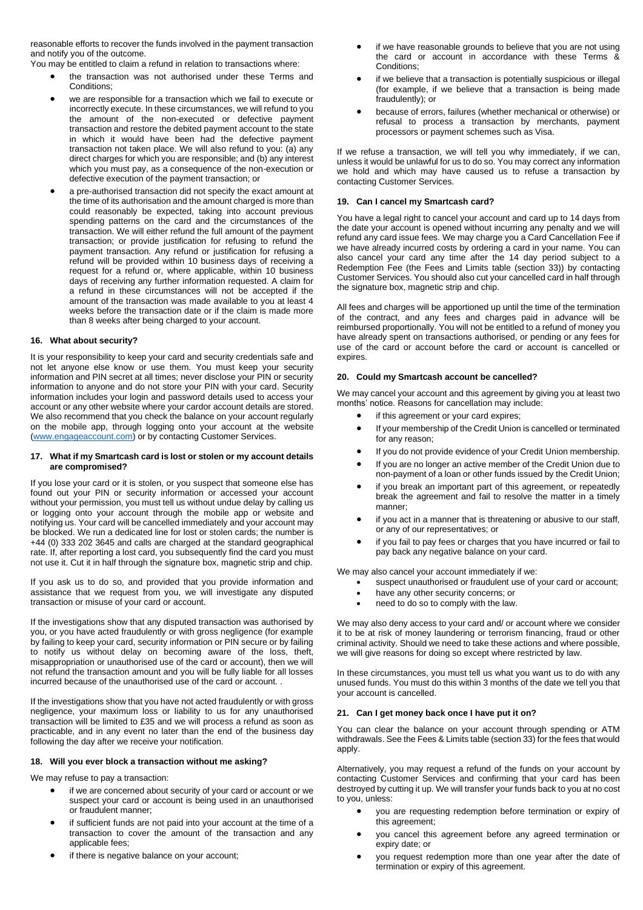reasonable efforts to recover the funds involved in the payment transaction and notify you of the outcome.

You may be entitled to claim a refund in relation to transactions where:

- the transaction was not authorised under these Terms and Conditions;
- we are responsible for a transaction which we fail to execute or incorrectly execute. In these circumstances, we will refund to you the amount of the non-executed or defective payment transaction and restore the debited payment account to the state in which it would have been had the defective payment transaction not taken place. We will also refund to you: (a) any direct charges for which you are responsible; and (b) any interest which you must pay, as a consequence of the non-execution or defective execution of the payment transaction; or
- a pre-authorised transaction did not specify the exact amount at the time of its authorisation and the amount charged is more than could reasonably be expected, taking into account previous spending patterns on the card and the circumstances of the transaction. We will either refund the full amount of the payment transaction; or provide justification for refusing to refund the payment transaction. Any refund or justification for refusing a refund will be provided within 10 business days of receiving a request for a refund or, where applicable, within 10 business days of receiving any further information requested. A claim for a refund in these circumstances will not be accepted if the amount of the transaction was made available to you at least 4 weeks before the transaction date or if the claim is made more than 8 weeks after being charged to your account.

### 16. What about security?

It is your responsibility to keep your card and security credentials safe and not let anyone else know or use them. You must keep your security information and PIN secret at all times; never disclose your PIN or security information to anyone and do not store your PIN with your card. Security information includes your login and password details used to access your account or any other website where your cardor account details are stored. We also recommend that you check the balance on your account regularly on the mobile app, through logging onto your account at the website (www.engageaccount.com) or by contacting Customer Services.

### 17. What if my Smartcash card is lost or stolen or my account details are compromised?

If you lose your card or it is stolen, or you suspect that someone else has found out your PIN or security information or accessed your account without your permission, you must tell us without undue delay by calling us or logging onto your account through the mobile app or website and notifying us. Your card will be cancelled immediately and your account may be blocked. We run a dedicated line for lost or stolen cards; the number is +44 (0) 333 202 3645 and calls are charged at the standard geographical rate. If, after reporting a lost card, you subsequently find the card you must not use it. Cut it in half through the signature box, magnetic strip and chip.

If you ask us to do so, and provided that you provide information and assistance that we request from you, we will investigate any disputed transaction or misuse of your card or account.

If the investigations show that any disputed transaction was authorised by you, or you have acted fraudulently or with gross negligence (for example by failing to keep your card, security information or PIN secure or by failing to notify us without delay on becoming aware of the loss, theft, misappropriation or unauthorised use of the card or account), then we will not refund the transaction amount and you will be fully liable for all losses incurred because of the unauthorised use of the card or account. .

If the investigations show that you have not acted fraudulently or with gross negligence, your maximum loss or liability to us for any unauthorised transaction will be limited to £35 and we will process a refund as soon as practicable, and in any event no later than the end of the business day following the day after we receive your notification.

### 18. Will you ever block a transaction without me asking?

We may refuse to pay a transaction:

- if we are concerned about security of your card or account or we suspect your card or account is being used in an unauthorised or fraudulent manner;
- if sufficient funds are not paid into your account at the time of a transaction to cover the amount of the transaction and any applicable fees;
- if there is negative balance on your account;
- if we have reasonable grounds to believe that you are not using the card or account in accordance with these Terms & Conditions;
- if we believe that a transaction is potentially suspicious or illegal (for example, if we believe that a transaction is being made fraudulently); or
- because of errors, failures (whether mechanical or otherwise) or refusal to process a transaction by merchants, payment processors or payment schemes such as Visa.

If we refuse a transaction, we will tell you why immediately, if we can, unless it would be unlawful for us to do so. You may correct any information we hold and which may have caused us to refuse a transaction by contacting Customer Services.

### 19. Can I cancel my Smartcash card?

You have a legal right to cancel your account and card up to 14 days from the date your account is opened without incurring any penalty and we will refund any card issue fees. We may charge you a Card Cancellation Fee if we have already incurred costs by ordering a card in your name. You can also cancel your card any time after the 14 day period subject to a Redemption Fee (the Fees and Limits table (section 33)) by contacting Customer Services. You should also cut your cancelled card in half through the signature box, magnetic strip and chip.

All fees and charges will be apportioned up until the time of the termination of the contract, and any fees and charges paid in advance will be reimbursed proportionally. You will not be entitled to a refund of money you have already spent on transactions authorised, or pending or any fees for use of the card or account before the card or account is cancelled or expires.

### 20. Could my Smartcash account be cancelled?

We may cancel your account and this agreement by giving you at least two months' notice. Reasons for cancellation may include:

- if this agreement or your card expires;
- If your membership of the Credit Union is cancelled or terminated for any reason;
- If you do not provide evidence of your Credit Union membership.
- If you are no longer an active member of the Credit Union due to non-payment of a loan or other funds issued by the Credit Union;
- if you break an important part of this agreement, or repeatedly break the agreement and fail to resolve the matter in a timely manner;
- if you act in a manner that is threatening or abusive to our staff, or any of our representatives; or
- if you fail to pay fees or charges that you have incurred or fail to pay back any negative balance on your card.

We may also cancel your account immediately if we:

- suspect unauthorised or fraudulent use of your card or account;
- have any other security concerns; or
- need to do so to comply with the law.

We may also deny access to your card and/ or account where we consider it to be at risk of money laundering or terrorism financing, fraud or other criminal activity. Should we need to take these actions and where possible, we will give reasons for doing so except where restricted by law.

In these circumstances, you must tell us what you want us to do with any unused funds. You must do this within 3 months of the date we tell you that your account is cancelled.

### 21. Can I get money back once I have put it on?

You can clear the balance on your account through spending or ATM withdrawals. See the Fees & Limits table (section 33) for the fees that would apply.

Alternatively, you may request a refund of the funds on your account by contacting Customer Services and confirming that your card has been destroyed by cutting it up. We will transfer your funds back to you at no cost to you, unless:

- you are requesting redemption before termination or expiry of this agreement;
- you cancel this agreement before any agreed termination or expiry date; or
- you request redemption more than one year after the date of termination or expiry of this agreement.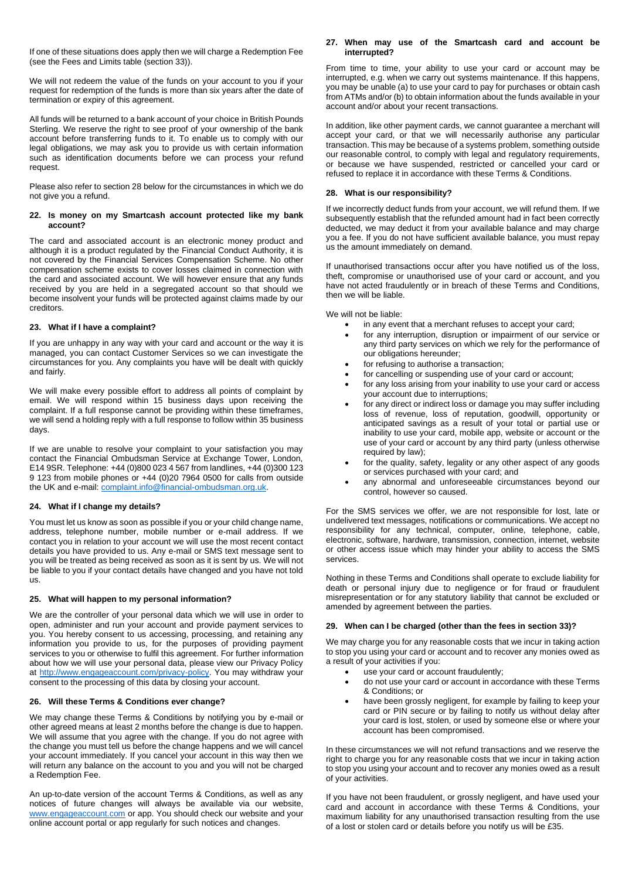If one of these situations does apply then we will charge a Redemption Fee (see the Fees and Limits table (section 33)).

We will not redeem the value of the funds on your account to you if your request for redemption of the funds is more than six years after the date of termination or expiry of this agreement.

All funds will be returned to a bank account of your choice in British Pounds Sterling. We reserve the right to see proof of your ownership of the bank account before transferring funds to it. To enable us to comply with our legal obligations, we may ask you to provide us with certain information such as identification documents before we can process your refund request.

Please also refer to section 28 below for the circumstances in which we do not give you a refund.

### 22. Is money on my Smartcash account protected like my bank account?

The card and associated account is an electronic money product and although it is a product regulated by the Financial Conduct Authority, it is not covered by the Financial Services Compensation Scheme. No other compensation scheme exists to cover losses claimed in connection with the card and associated account. We will however ensure that any funds received by you are held in a segregated account so that should we become insolvent your funds will be protected against claims made by our creditors.

### 23. What if I have a complaint?

If you are unhappy in any way with your card and account or the way it is managed, you can contact Customer Services so we can investigate the circumstances for you. Any complaints you have will be dealt with quickly and fairly.

We will make every possible effort to address all points of complaint by email. We will respond within 15 business days upon receiving the complaint. If a full response cannot be providing within these timeframes, we will send a holding reply with a full response to follow within 35 business days.

If we are unable to resolve your complaint to your satisfaction you may contact the Financial Ombudsman Service at Exchange Tower, London, E14 9SR. Telephone: +44 (0)800 023 4 567 from landlines, +44 (0)300 123 9 123 from mobile phones or +44 (0)20 7964 0500 for calls from outside the UK and e-mail: complaint.info@financial-ombudsman.org.uk.

### 24. What if I change my details?

You must let us know as soon as possible if you or your child change name, address, telephone number, mobile number or e-mail address. If we contact you in relation to your account we will use the most recent contact details you have provided to us. Any e-mail or SMS text message sent to you will be treated as being received as soon as it is sent by us. We will not be liable to you if your contact details have changed and you have not told us.

### 25. What will happen to my personal information?

We are the controller of your personal data which we will use in order to open, administer and run your account and provide payment services to you. You hereby consent to us accessing, processing, and retaining any information you provide to us, for the purposes of providing payment services to you or otherwise to fulfil this agreement. For further information about how we will use your personal data, please view our Privacy Policy at http://www.engageaccount.com/privacy-policy. You may withdraw your consent to the processing of this data by closing your account.

### 26. Will these Terms & Conditions ever change?

We may change these Terms & Conditions by notifying you by e-mail or other agreed means at least 2 months before the change is due to happen. We will assume that you agree with the change. If you do not agree with the change you must tell us before the change happens and we will cancel your account immediately. If you cancel your account in this way then we will return any balance on the account to you and you will not be charged a Redemption Fee.

An up-to-date version of the account Terms & Conditions, as well as any notices of future changes will always be available via our website, www.engageaccount.com or app. You should check our website and your online account portal or app regularly for such notices and changes.

### 27. When may use of the Smartcash card and account be interrupted?

From time to time, your ability to use your card or account may be interrupted, e.g. when we carry out systems maintenance. If this happens, you may be unable (a) to use your card to pay for purchases or obtain cash from ATMs and/or (b) to obtain information about the funds available in your account and/or about your recent transactions.

In addition, like other payment cards, we cannot guarantee a merchant will accept your card, or that we will necessarily authorise any particular transaction. This may be because of a systems problem, something outside our reasonable control, to comply with legal and regulatory requirements, or because we have suspended, restricted or cancelled your card or refused to replace it in accordance with these Terms & Conditions.

### 28. What is our responsibility?

If we incorrectly deduct funds from your account, we will refund them. If we subsequently establish that the refunded amount had in fact been correctly deducted, we may deduct it from your available balance and may charge you a fee. If you do not have sufficient available balance, you must repay us the amount immediately on demand.

If unauthorised transactions occur after you have notified us of the loss, theft, compromise or unauthorised use of your card or account, and you have not acted fraudulently or in breach of these Terms and Conditions, then we will be liable.

We will not be liable:

- in any event that a merchant refuses to accept your card;
- for any interruption, disruption or impairment of our service or any third party services on which we rely for the performance of our obligations hereunder;
- for refusing to authorise a transaction;
- for cancelling or suspending use of your card or account;
- for any loss arising from your inability to use your card or access your account due to interruptions;
- for any direct or indirect loss or damage you may suffer including loss of revenue, loss of reputation, goodwill, opportunity or anticipated savings as a result of your total or partial use or inability to use your card, mobile app, website or account or the use of your card or account by any third party (unless otherwise required by law);
- for the quality, safety, legality or any other aspect of any goods or services purchased with your card; and
- any abnormal and unforeseeable circumstances beyond our control, however so caused.

For the SMS services we offer, we are not responsible for lost, late or undelivered text messages, notifications or communications. We accept no responsibility for any technical, computer, online, telephone, cable, electronic, software, hardware, transmission, connection, internet, website or other access issue which may hinder your ability to access the SMS services.

Nothing in these Terms and Conditions shall operate to exclude liability for death or personal injury due to negligence or for fraud or fraudulent misrepresentation or for any statutory liability that cannot be excluded or amended by agreement between the parties.

### 29. When can I be charged (other than the fees in section 33)?

We may charge you for any reasonable costs that we incur in taking action to stop you using your card or account and to recover any monies owed as a result of your activities if you:

- use your card or account fraudulently;
- do not use your card or account in accordance with these Terms & Conditions; or
- have been grossly negligent, for example by failing to keep your card or PIN secure or by failing to notify us without delay after your card is lost, stolen, or used by someone else or where your account has been compromised.

In these circumstances we will not refund transactions and we reserve the right to charge you for any reasonable costs that we incur in taking action to stop you using your account and to recover any monies owed as a result of your activities.

If you have not been fraudulent, or grossly negligent, and have used your card and account in accordance with these Terms & Conditions, your maximum liability for any unauthorised transaction resulting from the use of a lost or stolen card or details before you notify us will be £35.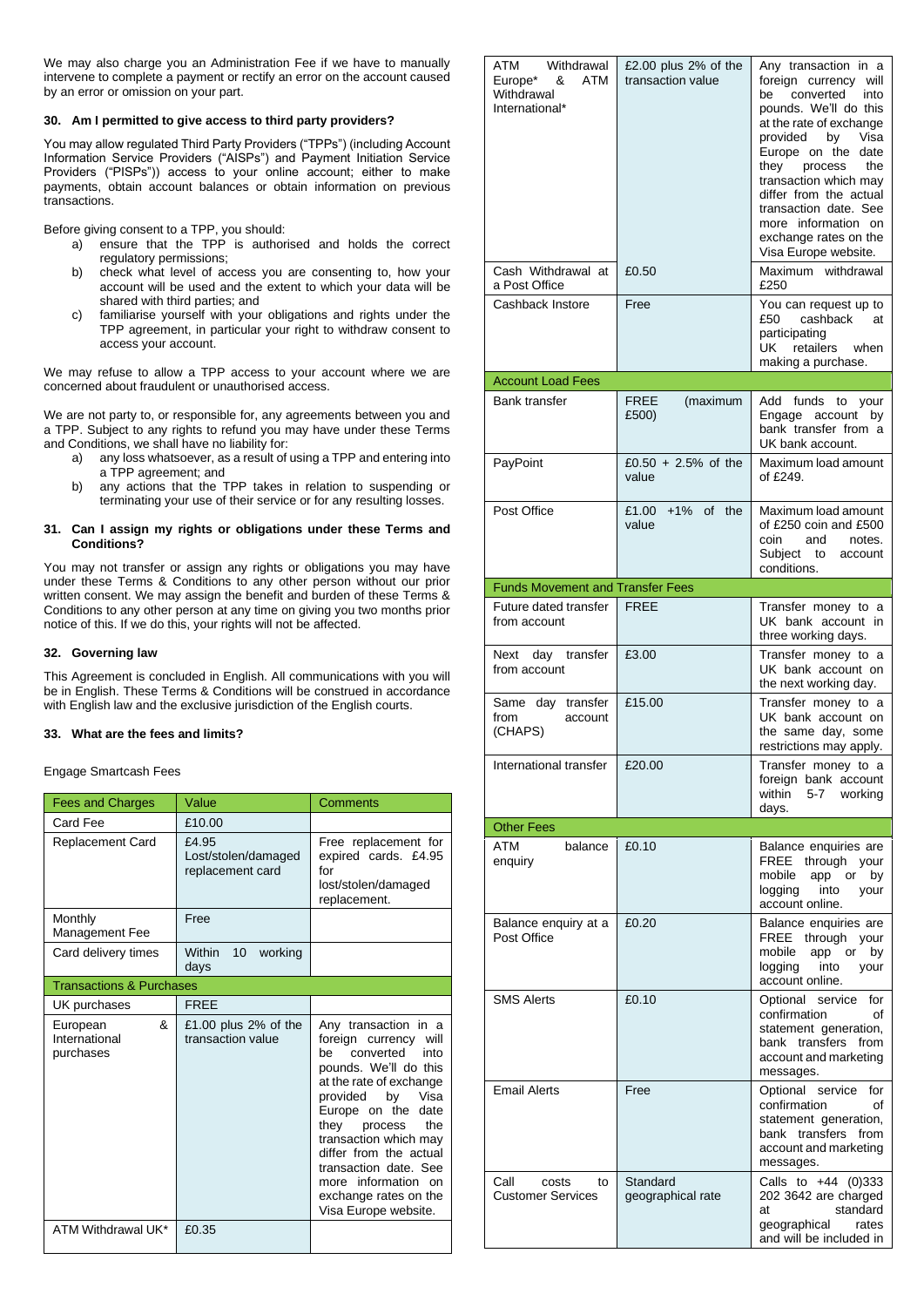We may also charge you an Administration Fee if we have to manually intervene to complete a payment or rectify an error on the account caused by an error or omission on your part.

### 30. Am I permitted to give access to third party providers?

You may allow regulated Third Party Providers ("TPPs") (including Account Information Service Providers ("AISPs") and Payment Initiation Service Providers ("PISPs")) access to your online account; either to make payments, obtain account balances or obtain information on previous transactions.

Before giving consent to a TPP, you should:

a) ensure that the TPP is authorised and holds the correct regulatory permissions;
b) check what level of access you are consenting to, how your account will be used and the extent to which your data will be shared with third parties; and
c) familiarise yourself with your obligations and rights under the TPP agreement, in particular your right to withdraw consent to access your account.

We may refuse to allow a TPP access to your account where we are concerned about fraudulent or unauthorised access.

We are not party to, or responsible for, any agreements between you and a TPP. Subject to any rights to refund you may have under these Terms and Conditions, we shall have no liability for:

a) any loss whatsoever, as a result of using a TPP and entering into a TPP agreement; and
b) any actions that the TPP takes in relation to suspending or terminating your use of their service or for any resulting losses.

### 31. Can I assign my rights or obligations under these Terms and Conditions?

You may not transfer or assign any rights or obligations you may have under these Terms & Conditions to any other person without our prior written consent. We may assign the benefit and burden of these Terms & Conditions to any other person at any time on giving you two months prior notice of this. If we do this, your rights will not be affected.

### 32. Governing law

This Agreement is concluded in English. All communications with you will be in English. These Terms & Conditions will be construed in accordance with English law and the exclusive jurisdiction of the English courts.

### 33. What are the fees and limits?

Engage Smartcash Fees

| Fees and Charges | Value | Comments |
|---|---|---|
| Card Fee | £10.00 | |
| Replacement Card | £4.95 Lost/stolen/damaged replacement card | Free replacement for expired cards. £4.95 for lost/stolen/damaged replacement. |
| Monthly Management Fee | Free | |
| Card delivery times | Within 10 working days | |
| **Transactions & Purchases** | | |
| UK purchases | FREE | |
| European & International purchases | £1.00 plus 2% of the transaction value | Any transaction in a foreign currency will be converted into pounds. We'll do this at the rate of exchange provided by Visa Europe on the date they process the transaction which may differ from the actual transaction date. See more information on exchange rates on the Visa Europe website. |
| ATM Withdrawal UK* | £0.35 | |
| ATM Withdrawal Europe* & ATM Withdrawal International* | £2.00 plus 2% of the transaction value | Any transaction in a foreign currency will be converted into pounds. We'll do this at the rate of exchange provided by Visa Europe on the date they process the transaction which may differ from the actual transaction date. See more information on exchange rates on the Visa Europe website. |
| Cash Withdrawal at a Post Office | £0.50 | Maximum withdrawal £250 |
| Cashback Instore | Free | You can request up to £50 cashback at participating UK retailers when making a purchase. |
| **Account Load Fees** | | |
| Bank transfer | FREE (maximum £500) | Add funds to your Engage account by bank transfer from a UK bank account. |
| PayPoint | £0.50 + 2.5% of the value | Maximum load amount of £249. |
| Post Office | £1.00 +1% of the value | Maximum load amount of £250 coin and £500 coin and notes. Subject to account conditions. |
| **Funds Movement and Transfer Fees** | | |
| Future dated transfer from account | FREE | Transfer money to a UK bank account in three working days. |
| Next day transfer from account | £3.00 | Transfer money to a UK bank account on the next working day. |
| Same day transfer from account (CHAPS) | £15.00 | Transfer money to a UK bank account on the same day, some restrictions may apply. |
| International transfer | £20.00 | Transfer money to a foreign bank account within 5-7 working days. |
| **Other Fees** | | |
| ATM balance enquiry | £0.10 | Balance enquiries are FREE through your mobile app or by logging into your account online. |
| Balance enquiry at a Post Office | £0.20 | Balance enquiries are FREE through your mobile app or by logging into your account online. |
| SMS Alerts | £0.10 | Optional service for confirmation of statement generation, bank transfers from account and marketing messages. |
| Email Alerts | Free | Optional service for confirmation of statement generation, bank transfers from account and marketing messages. |
| Call costs to Customer Services | Standard geographical rate | Calls to +44 (0)333 202 3642 are charged at standard geographical rates and will be included in |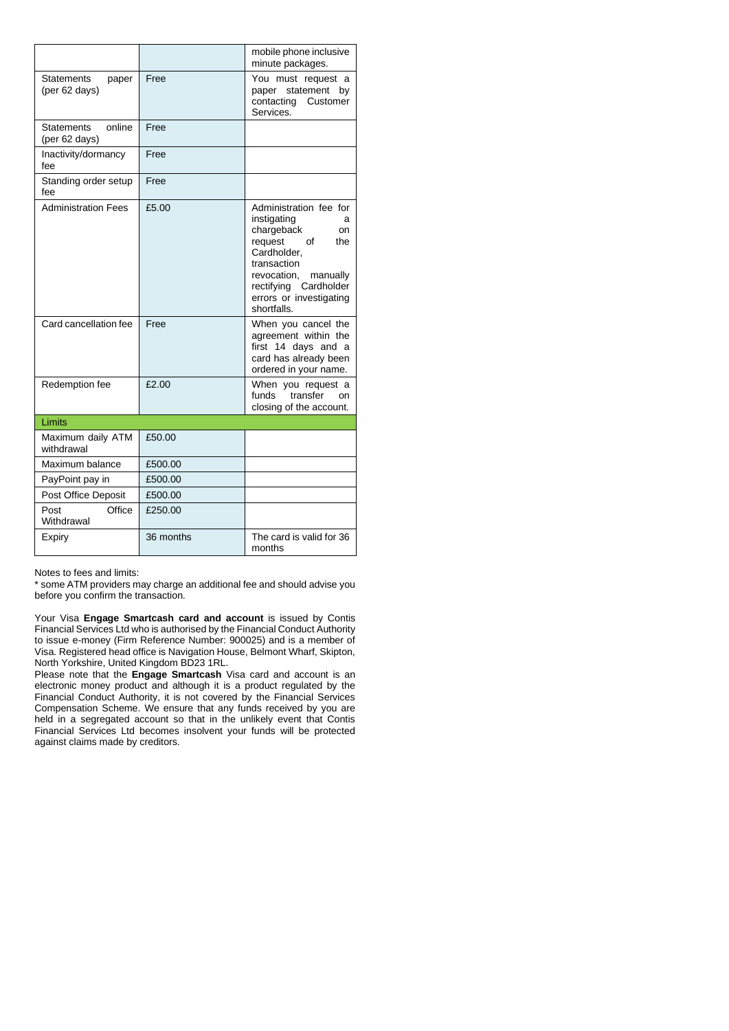| | | |
|---|---|---|
| | | mobile phone inclusive minute packages. |
| Statements paper (per 62 days) | Free | You must request a paper statement by contacting Customer Services. |
| Statements online (per 62 days) | Free | |
| Inactivity/dormancy fee | Free | |
| Standing order setup fee | Free | |
| Administration Fees | £5.00 | Administration fee for instigating a chargeback on request of the Cardholder, transaction revocation, manually rectifying Cardholder errors or investigating shortfalls. |
| Card cancellation fee | Free | When you cancel the agreement within the first 14 days and a card has already been ordered in your name. |
| Redemption fee | £2.00 | When you request a funds transfer on closing of the account. |
| **Limits** | | |
| Maximum daily ATM withdrawal | £50.00 | |
| Maximum balance | £500.00 | |
| PayPoint pay in | £500.00 | |
| Post Office Deposit | £500.00 | |
| Post Office Withdrawal | £250.00 | |
| Expiry | 36 months | The card is valid for 36 months |

Notes to fees and limits:

* some ATM providers may charge an additional fee and should advise you before you confirm the transaction.

Your Visa **Engage Smartcash card and account** is issued by Contis Financial Services Ltd who is authorised by the Financial Conduct Authority to issue e-money (Firm Reference Number: 900025) and is a member of Visa. Registered head office is Navigation House, Belmont Wharf, Skipton, North Yorkshire, United Kingdom BD23 1RL.

Please note that the **Engage Smartcash** Visa card and account is an electronic money product and although it is a product regulated by the Financial Conduct Authority, it is not covered by the Financial Services Compensation Scheme. We ensure that any funds received by you are held in a segregated account so that in the unlikely event that Contis Financial Services Ltd becomes insolvent your funds will be protected against claims made by creditors.